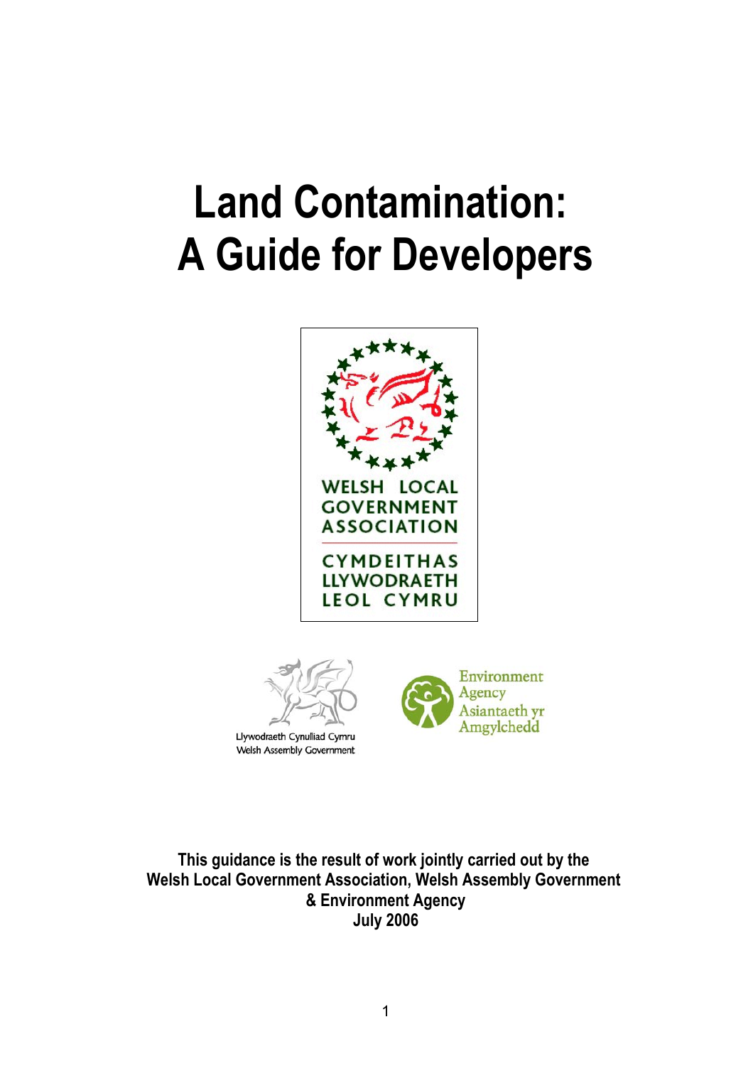# Land Contamination: A Guide for Developers

WELSH LOCAL GOVERNMENT ASSOCIATION

CYMDEITHAS LLYWODRAETH LEOL CYMRU

Llywodraeth Cynulliad Cymru
Welsh Assembly Government

Environment Agency
Asiantaeth yr Amgylchedd

**This guidance is the result of work jointly carried out by the Welsh Local Government Association, Welsh Assembly Government & Environment Agency**
**July 2006**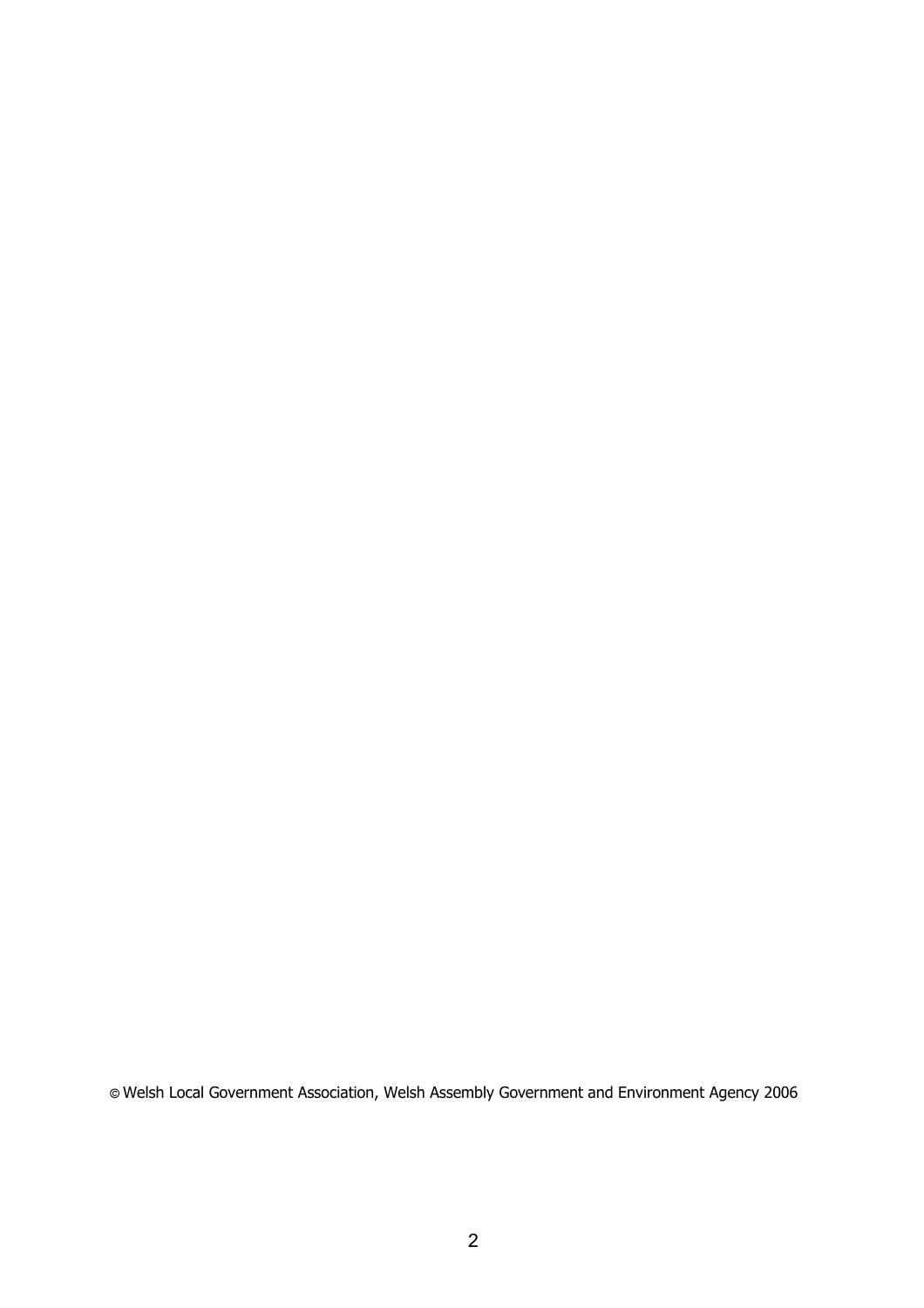© Welsh Local Government Association, Welsh Assembly Government and Environment Agency 2006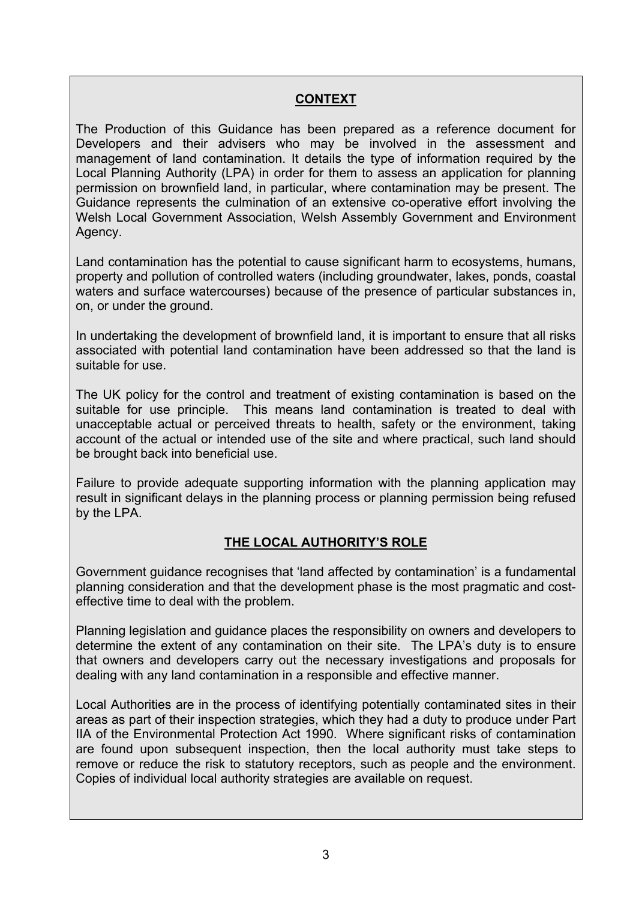## CONTEXT

The Production of this Guidance has been prepared as a reference document for Developers and their advisers who may be involved in the assessment and management of land contamination. It details the type of information required by the Local Planning Authority (LPA) in order for them to assess an application for planning permission on brownfield land, in particular, where contamination may be present. The Guidance represents the culmination of an extensive co-operative effort involving the Welsh Local Government Association, Welsh Assembly Government and Environment Agency.

Land contamination has the potential to cause significant harm to ecosystems, humans, property and pollution of controlled waters (including groundwater, lakes, ponds, coastal waters and surface watercourses) because of the presence of particular substances in, on, or under the ground.

In undertaking the development of brownfield land, it is important to ensure that all risks associated with potential land contamination have been addressed so that the land is suitable for use.

The UK policy for the control and treatment of existing contamination is based on the suitable for use principle. This means land contamination is treated to deal with unacceptable actual or perceived threats to health, safety or the environment, taking account of the actual or intended use of the site and where practical, such land should be brought back into beneficial use.

Failure to provide adequate supporting information with the planning application may result in significant delays in the planning process or planning permission being refused by the LPA.

## THE LOCAL AUTHORITY'S ROLE

Government guidance recognises that 'land affected by contamination' is a fundamental planning consideration and that the development phase is the most pragmatic and cost-effective time to deal with the problem.

Planning legislation and guidance places the responsibility on owners and developers to determine the extent of any contamination on their site. The LPA's duty is to ensure that owners and developers carry out the necessary investigations and proposals for dealing with any land contamination in a responsible and effective manner.

Local Authorities are in the process of identifying potentially contaminated sites in their areas as part of their inspection strategies, which they had a duty to produce under Part IIA of the Environmental Protection Act 1990. Where significant risks of contamination are found upon subsequent inspection, then the local authority must take steps to remove or reduce the risk to statutory receptors, such as people and the environment. Copies of individual local authority strategies are available on request.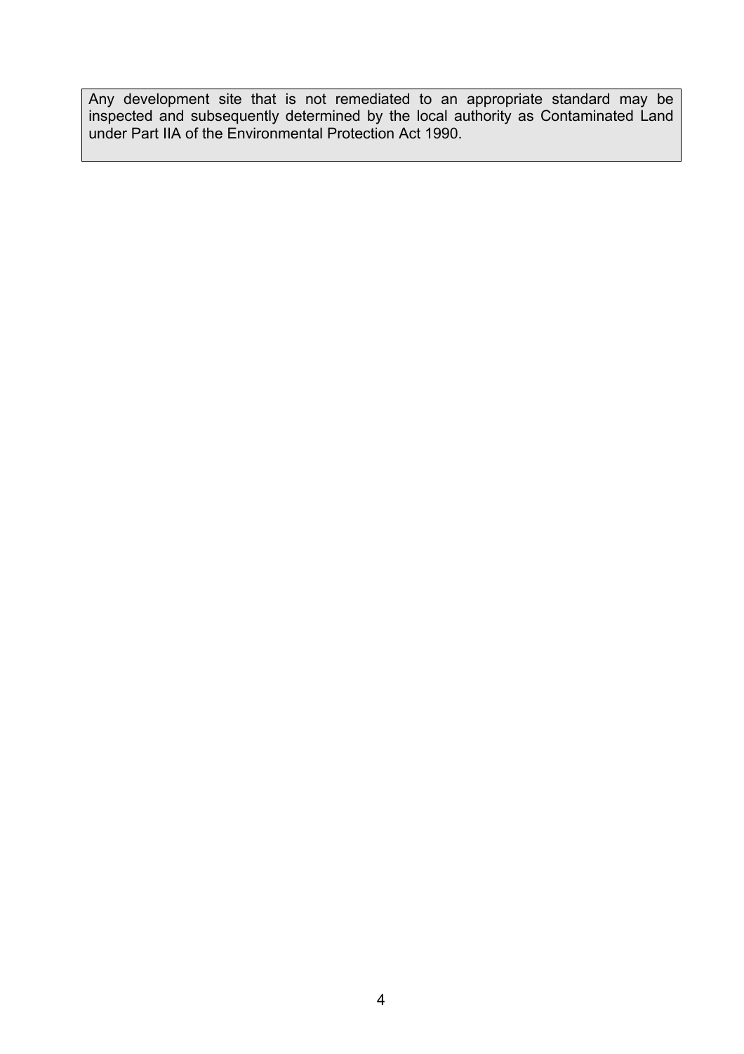Any development site that is not remediated to an appropriate standard may be inspected and subsequently determined by the local authority as Contaminated Land under Part IIA of the Environmental Protection Act 1990.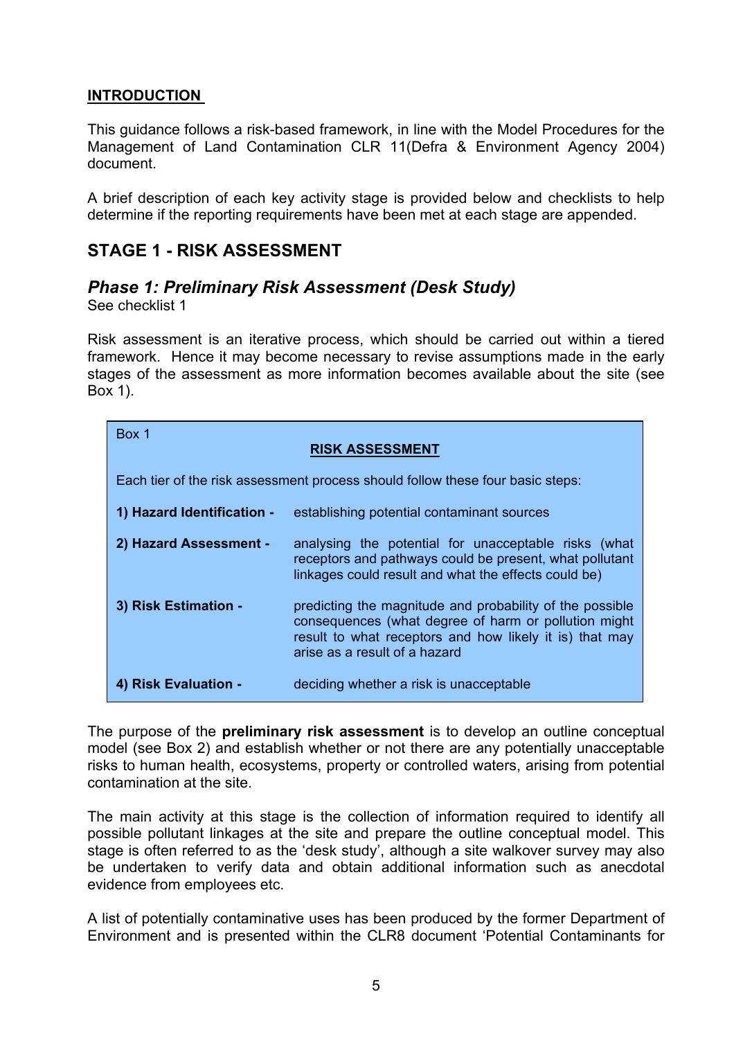**INTRODUCTION**

This guidance follows a risk-based framework, in line with the Model Procedures for the Management of Land Contamination CLR 11(Defra & Environment Agency 2004) document.

A brief description of each key activity stage is provided below and checklists to help determine if the reporting requirements have been met at each stage are appended.

## STAGE 1 - RISK ASSESSMENT

### *Phase 1: Preliminary Risk Assessment (Desk Study)*

See checklist 1

Risk assessment is an iterative process, which should be carried out within a tiered framework. Hence it may become necessary to revise assumptions made in the early stages of the assessment as more information becomes available about the site (see Box 1).

Box 1

**RISK ASSESSMENT**

Each tier of the risk assessment process should follow these four basic steps:

| | |
|---|---|
| **1) Hazard Identification -** | establishing potential contaminant sources |
| **2) Hazard Assessment -** | analysing the potential for unacceptable risks (what receptors and pathways could be present, what pollutant linkages could result and what the effects could be) |
| **3) Risk Estimation -** | predicting the magnitude and probability of the possible consequences (what degree of harm or pollution might result to what receptors and how likely it is) that may arise as a result of a hazard |
| **4) Risk Evaluation -** | deciding whether a risk is unacceptable |

The purpose of the **preliminary risk assessment** is to develop an outline conceptual model (see Box 2) and establish whether or not there are any potentially unacceptable risks to human health, ecosystems, property or controlled waters, arising from potential contamination at the site.

The main activity at this stage is the collection of information required to identify all possible pollutant linkages at the site and prepare the outline conceptual model. This stage is often referred to as the 'desk study', although a site walkover survey may also be undertaken to verify data and obtain additional information such as anecdotal evidence from employees etc.

A list of potentially contaminative uses has been produced by the former Department of Environment and is presented within the CLR8 document 'Potential Contaminants for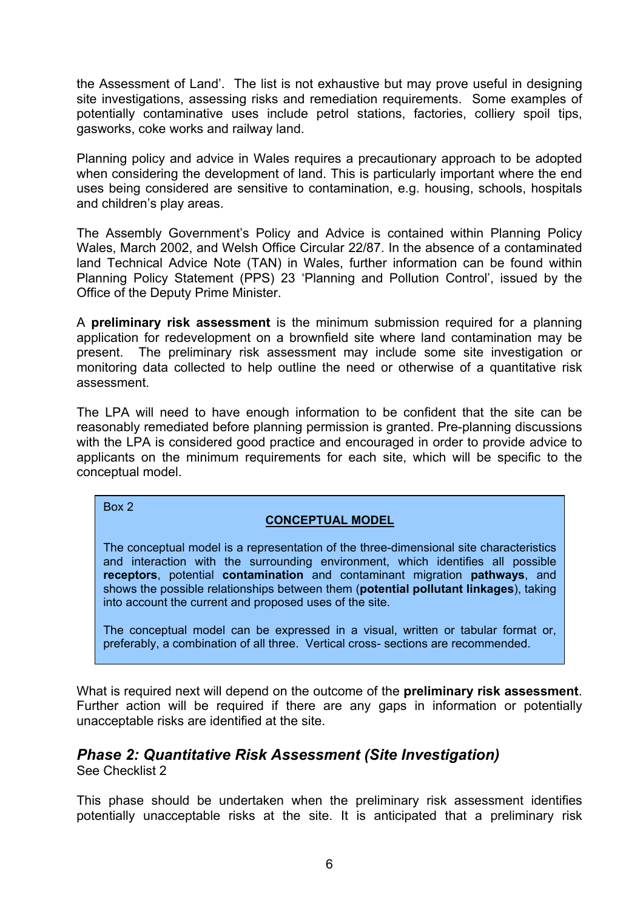the Assessment of Land'. The list is not exhaustive but may prove useful in designing site investigations, assessing risks and remediation requirements. Some examples of potentially contaminative uses include petrol stations, factories, colliery spoil tips, gasworks, coke works and railway land.

Planning policy and advice in Wales requires a precautionary approach to be adopted when considering the development of land. This is particularly important where the end uses being considered are sensitive to contamination, e.g. housing, schools, hospitals and children's play areas.

The Assembly Government's Policy and Advice is contained within Planning Policy Wales, March 2002, and Welsh Office Circular 22/87. In the absence of a contaminated land Technical Advice Note (TAN) in Wales, further information can be found within Planning Policy Statement (PPS) 23 'Planning and Pollution Control', issued by the Office of the Deputy Prime Minister.

A **preliminary risk assessment** is the minimum submission required for a planning application for redevelopment on a brownfield site where land contamination may be present. The preliminary risk assessment may include some site investigation or monitoring data collected to help outline the need or otherwise of a quantitative risk assessment.

The LPA will need to have enough information to be confident that the site can be reasonably remediated before planning permission is granted. Pre-planning discussions with the LPA is considered good practice and encouraged in order to provide advice to applicants on the minimum requirements for each site, which will be specific to the conceptual model.

> Box 2
>
> **CONCEPTUAL MODEL**
>
> The conceptual model is a representation of the three-dimensional site characteristics and interaction with the surrounding environment, which identifies all possible **receptors**, potential **contamination** and contaminant migration **pathways**, and shows the possible relationships between them (**potential pollutant linkages**), taking into account the current and proposed uses of the site.
>
> The conceptual model can be expressed in a visual, written or tabular format or, preferably, a combination of all three. Vertical cross- sections are recommended.

What is required next will depend on the outcome of the **preliminary risk assessment**. Further action will be required if there are any gaps in information or potentially unacceptable risks are identified at the site.

### *Phase 2: Quantitative Risk Assessment (Site Investigation)*

See Checklist 2

This phase should be undertaken when the preliminary risk assessment identifies potentially unacceptable risks at the site. It is anticipated that a preliminary risk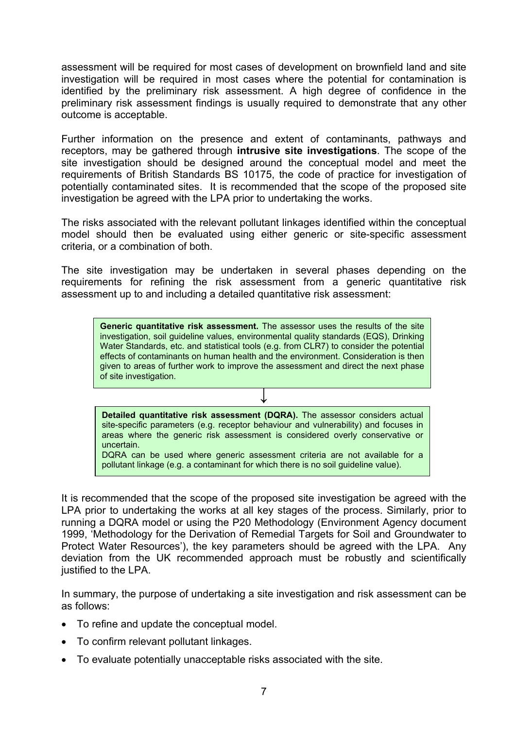assessment will be required for most cases of development on brownfield land and site investigation will be required in most cases where the potential for contamination is identified by the preliminary risk assessment. A high degree of confidence in the preliminary risk assessment findings is usually required to demonstrate that any other outcome is acceptable.

Further information on the presence and extent of contaminants, pathways and receptors, may be gathered through **intrusive site investigations**. The scope of the site investigation should be designed around the conceptual model and meet the requirements of British Standards BS 10175, the code of practice for investigation of potentially contaminated sites. It is recommended that the scope of the proposed site investigation be agreed with the LPA prior to undertaking the works.

The risks associated with the relevant pollutant linkages identified within the conceptual model should then be evaluated using either generic or site-specific assessment criteria, or a combination of both.

The site investigation may be undertaken in several phases depending on the requirements for refining the risk assessment from a generic quantitative risk assessment up to and including a detailed quantitative risk assessment:

> **Generic quantitative risk assessment.** The assessor uses the results of the site investigation, soil guideline values, environmental quality standards (EQS), Drinking Water Standards, etc. and statistical tools (e.g. from CLR7) to consider the potential effects of contaminants on human health and the environment. Consideration is then given to areas of further work to improve the assessment and direct the next phase of site investigation.

↓

> **Detailed quantitative risk assessment (DQRA).** The assessor considers actual site-specific parameters (e.g. receptor behaviour and vulnerability) and focuses in areas where the generic risk assessment is considered overly conservative or uncertain.
> DQRA can be used where generic assessment criteria are not available for a pollutant linkage (e.g. a contaminant for which there is no soil guideline value).

It is recommended that the scope of the proposed site investigation be agreed with the LPA prior to undertaking the works at all key stages of the process. Similarly, prior to running a DQRA model or using the P20 Methodology (Environment Agency document 1999, 'Methodology for the Derivation of Remedial Targets for Soil and Groundwater to Protect Water Resources'), the key parameters should be agreed with the LPA. Any deviation from the UK recommended approach must be robustly and scientifically justified to the LPA.

In summary, the purpose of undertaking a site investigation and risk assessment can be as follows:

- To refine and update the conceptual model.
- To confirm relevant pollutant linkages.
- To evaluate potentially unacceptable risks associated with the site.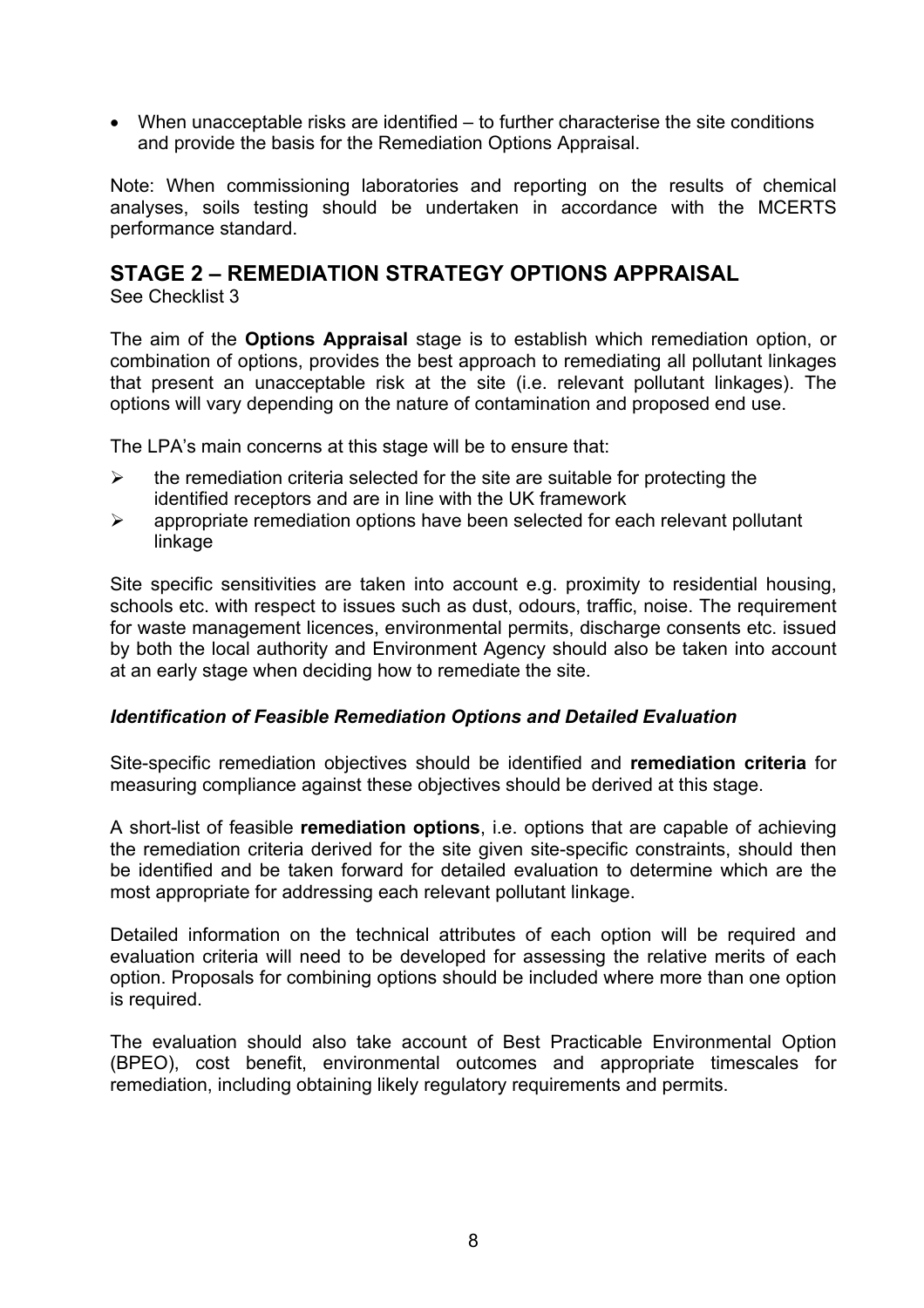- When unacceptable risks are identified – to further characterise the site conditions and provide the basis for the Remediation Options Appraisal.

Note: When commissioning laboratories and reporting on the results of chemical analyses, soils testing should be undertaken in accordance with the MCERTS performance standard.

## STAGE 2 – REMEDIATION STRATEGY OPTIONS APPRAISAL

See Checklist 3

The aim of the **Options Appraisal** stage is to establish which remediation option, or combination of options, provides the best approach to remediating all pollutant linkages that present an unacceptable risk at the site (i.e. relevant pollutant linkages). The options will vary depending on the nature of contamination and proposed end use.

The LPA's main concerns at this stage will be to ensure that:

- the remediation criteria selected for the site are suitable for protecting the identified receptors and are in line with the UK framework
- appropriate remediation options have been selected for each relevant pollutant linkage

Site specific sensitivities are taken into account e.g. proximity to residential housing, schools etc. with respect to issues such as dust, odours, traffic, noise. The requirement for waste management licences, environmental permits, discharge consents etc. issued by both the local authority and Environment Agency should also be taken into account at an early stage when deciding how to remediate the site.

### *Identification of Feasible Remediation Options and Detailed Evaluation*

Site-specific remediation objectives should be identified and **remediation criteria** for measuring compliance against these objectives should be derived at this stage.

A short-list of feasible **remediation options**, i.e. options that are capable of achieving the remediation criteria derived for the site given site-specific constraints, should then be identified and be taken forward for detailed evaluation to determine which are the most appropriate for addressing each relevant pollutant linkage.

Detailed information on the technical attributes of each option will be required and evaluation criteria will need to be developed for assessing the relative merits of each option. Proposals for combining options should be included where more than one option is required.

The evaluation should also take account of Best Practicable Environmental Option (BPEO), cost benefit, environmental outcomes and appropriate timescales for remediation, including obtaining likely regulatory requirements and permits.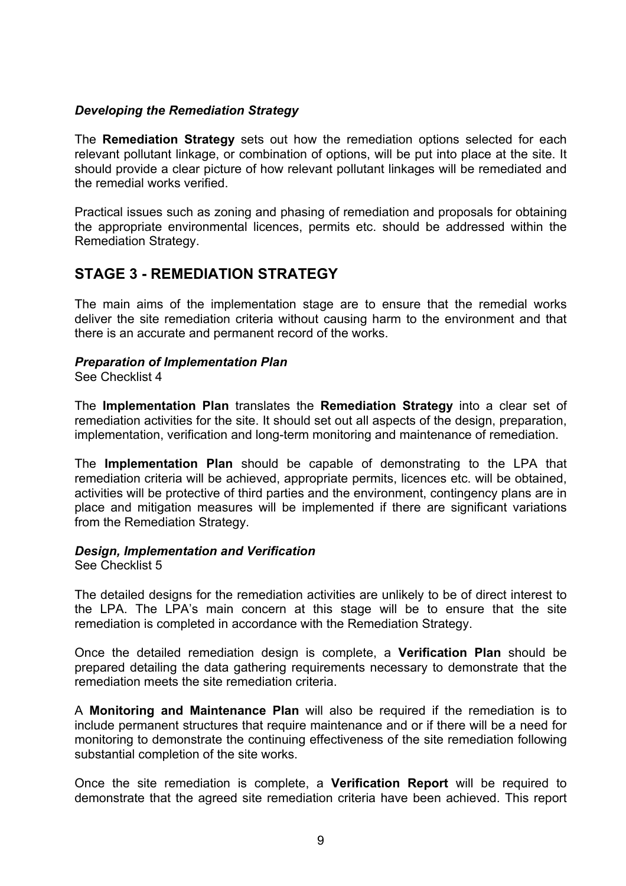### *Developing the Remediation Strategy*

The **Remediation Strategy** sets out how the remediation options selected for each relevant pollutant linkage, or combination of options, will be put into place at the site. It should provide a clear picture of how relevant pollutant linkages will be remediated and the remedial works verified.

Practical issues such as zoning and phasing of remediation and proposals for obtaining the appropriate environmental licences, permits etc. should be addressed within the Remediation Strategy.

## STAGE 3 - REMEDIATION STRATEGY

The main aims of the implementation stage are to ensure that the remedial works deliver the site remediation criteria without causing harm to the environment and that there is an accurate and permanent record of the works.

### *Preparation of Implementation Plan*

See Checklist 4

The **Implementation Plan** translates the **Remediation Strategy** into a clear set of remediation activities for the site. It should set out all aspects of the design, preparation, implementation, verification and long-term monitoring and maintenance of remediation.

The **Implementation Plan** should be capable of demonstrating to the LPA that remediation criteria will be achieved, appropriate permits, licences etc. will be obtained, activities will be protective of third parties and the environment, contingency plans are in place and mitigation measures will be implemented if there are significant variations from the Remediation Strategy.

### *Design, Implementation and Verification*

See Checklist 5

The detailed designs for the remediation activities are unlikely to be of direct interest to the LPA. The LPA's main concern at this stage will be to ensure that the site remediation is completed in accordance with the Remediation Strategy.

Once the detailed remediation design is complete, a **Verification Plan** should be prepared detailing the data gathering requirements necessary to demonstrate that the remediation meets the site remediation criteria.

A **Monitoring and Maintenance Plan** will also be required if the remediation is to include permanent structures that require maintenance and or if there will be a need for monitoring to demonstrate the continuing effectiveness of the site remediation following substantial completion of the site works.

Once the site remediation is complete, a **Verification Report** will be required to demonstrate that the agreed site remediation criteria have been achieved. This report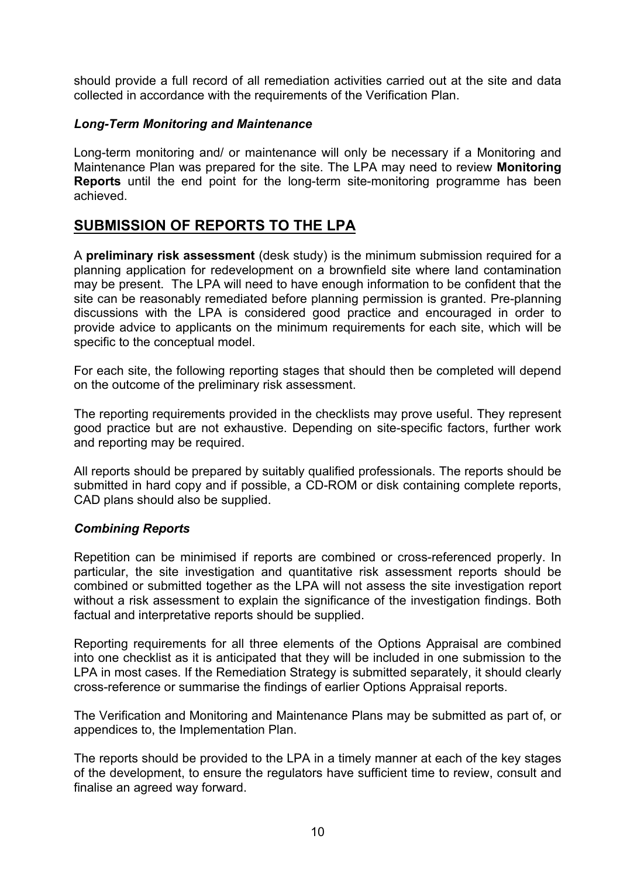should provide a full record of all remediation activities carried out at the site and data collected in accordance with the requirements of the Verification Plan.

### *Long-Term Monitoring and Maintenance*

Long-term monitoring and/ or maintenance will only be necessary if a Monitoring and Maintenance Plan was prepared for the site. The LPA may need to review **Monitoring Reports** until the end point for the long-term site-monitoring programme has been achieved.

## SUBMISSION OF REPORTS TO THE LPA

A **preliminary risk assessment** (desk study) is the minimum submission required for a planning application for redevelopment on a brownfield site where land contamination may be present. The LPA will need to have enough information to be confident that the site can be reasonably remediated before planning permission is granted. Pre-planning discussions with the LPA is considered good practice and encouraged in order to provide advice to applicants on the minimum requirements for each site, which will be specific to the conceptual model.

For each site, the following reporting stages that should then be completed will depend on the outcome of the preliminary risk assessment.

The reporting requirements provided in the checklists may prove useful. They represent good practice but are not exhaustive. Depending on site-specific factors, further work and reporting may be required.

All reports should be prepared by suitably qualified professionals. The reports should be submitted in hard copy and if possible, a CD-ROM or disk containing complete reports, CAD plans should also be supplied.

### *Combining Reports*

Repetition can be minimised if reports are combined or cross-referenced properly. In particular, the site investigation and quantitative risk assessment reports should be combined or submitted together as the LPA will not assess the site investigation report without a risk assessment to explain the significance of the investigation findings. Both factual and interpretative reports should be supplied.

Reporting requirements for all three elements of the Options Appraisal are combined into one checklist as it is anticipated that they will be included in one submission to the LPA in most cases. If the Remediation Strategy is submitted separately, it should clearly cross-reference or summarise the findings of earlier Options Appraisal reports.

The Verification and Monitoring and Maintenance Plans may be submitted as part of, or appendices to, the Implementation Plan.

The reports should be provided to the LPA in a timely manner at each of the key stages of the development, to ensure the regulators have sufficient time to review, consult and finalise an agreed way forward.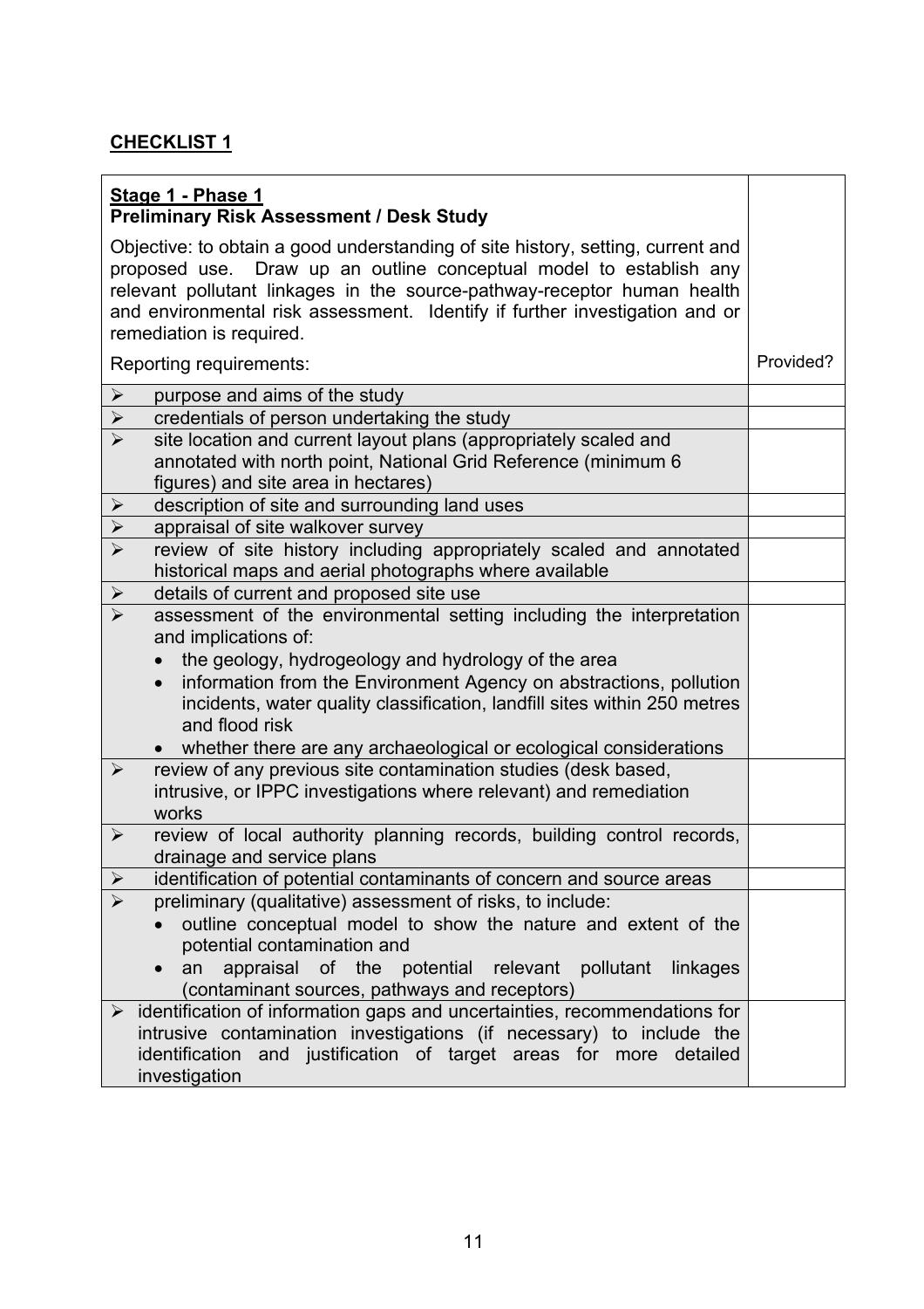## CHECKLIST 1

| **Stage 1 - Phase 1**<br>**Preliminary Risk Assessment / Desk Study**<br><br>Objective: to obtain a good understanding of site history, setting, current and proposed use. Draw up an outline conceptual model to establish any relevant pollutant linkages in the source-pathway-receptor human health and environmental risk assessment. Identify if further investigation and or remediation is required.<br><br>Reporting requirements: | Provided? |
|---|---|
| ➢ purpose and aims of the study | |
| ➢ credentials of person undertaking the study | |
| ➢ site location and current layout plans (appropriately scaled and annotated with north point, National Grid Reference (minimum 6 figures) and site area in hectares) | |
| ➢ description of site and surrounding land uses | |
| ➢ appraisal of site walkover survey | |
| ➢ review of site history including appropriately scaled and annotated historical maps and aerial photographs where available | |
| ➢ details of current and proposed site use | |
| ➢ assessment of the environmental setting including the interpretation and implications of:<br>• the geology, hydrogeology and hydrology of the area<br>• information from the Environment Agency on abstractions, pollution incidents, water quality classification, landfill sites within 250 metres and flood risk<br>• whether there are any archaeological or ecological considerations | |
| ➢ review of any previous site contamination studies (desk based, intrusive, or IPPC investigations where relevant) and remediation works | |
| ➢ review of local authority planning records, building control records, drainage and service plans | |
| ➢ identification of potential contaminants of concern and source areas | |
| ➢ preliminary (qualitative) assessment of risks, to include:<br>• outline conceptual model to show the nature and extent of the potential contamination and<br>• an appraisal of the potential relevant pollutant linkages (contaminant sources, pathways and receptors) | |
| ➢ identification of information gaps and uncertainties, recommendations for intrusive contamination investigations (if necessary) to include the identification and justification of target areas for more detailed investigation | |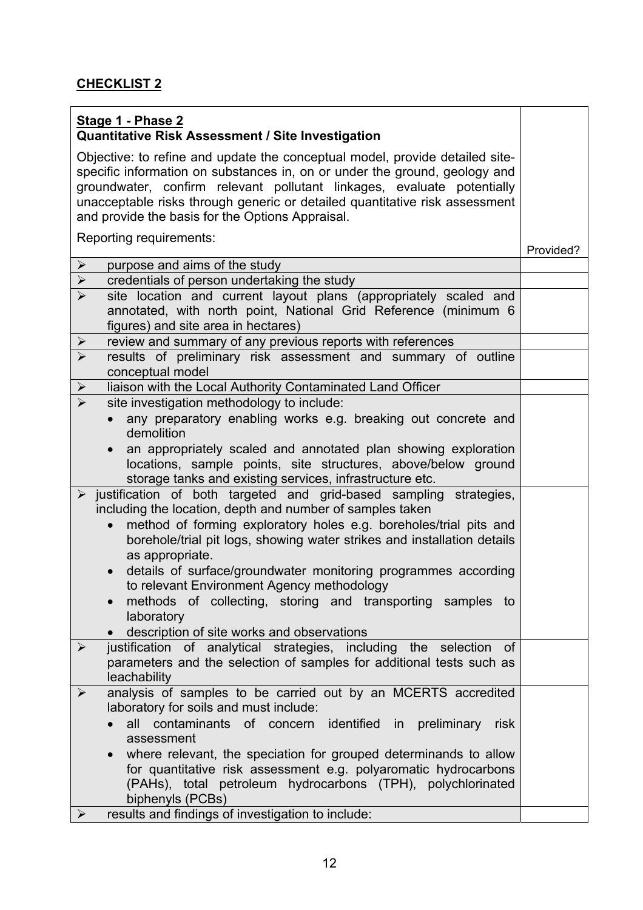**CHECKLIST 2**

| **Stage 1 - Phase 2**<br>**Quantitative Risk Assessment / Site Investigation**<br><br>Objective: to refine and update the conceptual model, provide detailed site-specific information on substances in, on or under the ground, geology and groundwater, confirm relevant pollutant linkages, evaluate potentially unacceptable risks through generic or detailed quantitative risk assessment and provide the basis for the Options Appraisal.<br><br>Reporting requirements: | Provided? |
|---|---|
| ➢ purpose and aims of the study | |
| ➢ credentials of person undertaking the study | |
| ➢ site location and current layout plans (appropriately scaled and annotated, with north point, National Grid Reference (minimum 6 figures) and site area in hectares) | |
| ➢ review and summary of any previous reports with references | |
| ➢ results of preliminary risk assessment and summary of outline conceptual model | |
| ➢ liaison with the Local Authority Contaminated Land Officer | |
| ➢ site investigation methodology to include:<br>• any preparatory enabling works e.g. breaking out concrete and demolition<br>• an appropriately scaled and annotated plan showing exploration locations, sample points, site structures, above/below ground storage tanks and existing services, infrastructure etc. | |
| ➢ justification of both targeted and grid-based sampling strategies, including the location, depth and number of samples taken<br>• method of forming exploratory holes e.g. boreholes/trial pits and borehole/trial pit logs, showing water strikes and installation details as appropriate.<br>• details of surface/groundwater monitoring programmes according to relevant Environment Agency methodology<br>• methods of collecting, storing and transporting samples to laboratory<br>• description of site works and observations | |
| ➢ justification of analytical strategies, including the selection of parameters and the selection of samples for additional tests such as leachability | |
| ➢ analysis of samples to be carried out by an MCERTS accredited laboratory for soils and must include:<br>• all contaminants of concern identified in preliminary risk assessment<br>• where relevant, the speciation for grouped determinands to allow for quantitative risk assessment e.g. polyaromatic hydrocarbons (PAHs), total petroleum hydrocarbons (TPH), polychlorinated biphenyls (PCBs) | |
| ➢ results and findings of investigation to include: | |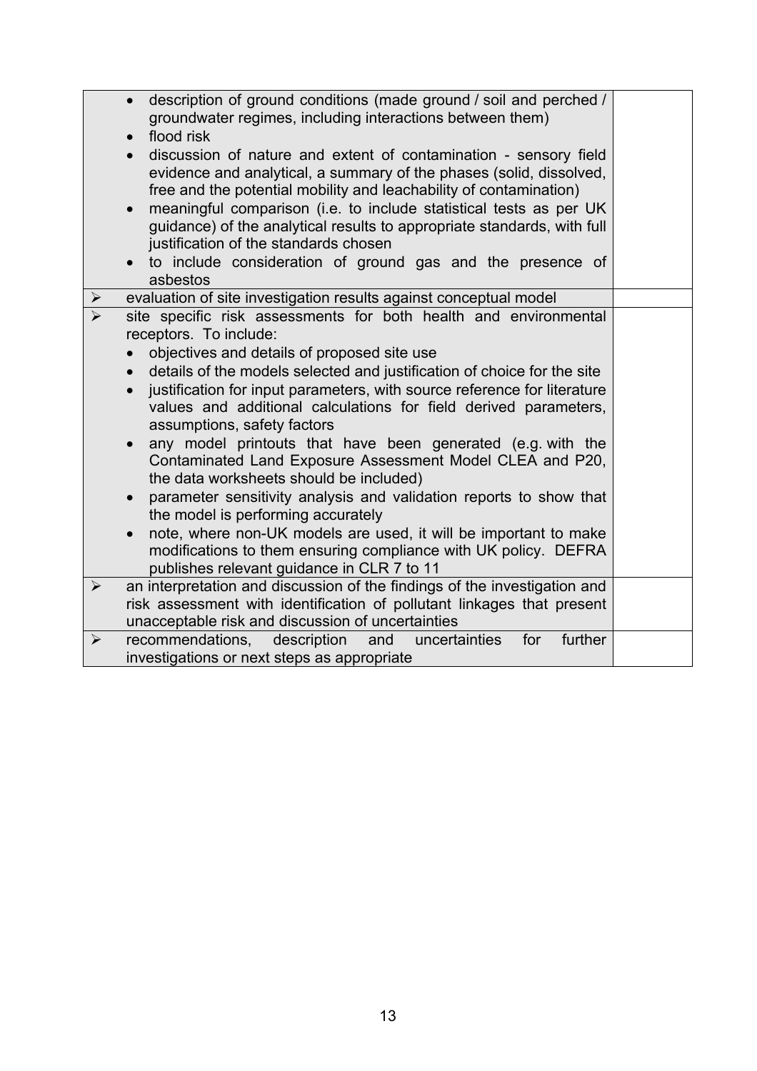| | |
|---|---|
| • description of ground conditions (made ground / soil and perched / groundwater regimes, including interactions between them)<br>• flood risk<br>• discussion of nature and extent of contamination - sensory field evidence and analytical, a summary of the phases (solid, dissolved, free and the potential mobility and leachability of contamination)<br>• meaningful comparison (i.e. to include statistical tests as per UK guidance) of the analytical results to appropriate standards, with full justification of the standards chosen<br>• to include consideration of ground gas and the presence of asbestos | |
| ➢ evaluation of site investigation results against conceptual model | |
| ➢ site specific risk assessments for both health and environmental receptors. To include:<br>• objectives and details of proposed site use<br>• details of the models selected and justification of choice for the site<br>• justification for input parameters, with source reference for literature values and additional calculations for field derived parameters, assumptions, safety factors<br>• any model printouts that have been generated (e.g. with the Contaminated Land Exposure Assessment Model CLEA and P20, the data worksheets should be included)<br>• parameter sensitivity analysis and validation reports to show that the model is performing accurately<br>• note, where non-UK models are used, it will be important to make modifications to them ensuring compliance with UK policy. DEFRA publishes relevant guidance in CLR 7 to 11 | |
| ➢ an interpretation and discussion of the findings of the investigation and risk assessment with identification of pollutant linkages that present unacceptable risk and discussion of uncertainties | |
| ➢ recommendations, description and uncertainties for further investigations or next steps as appropriate | |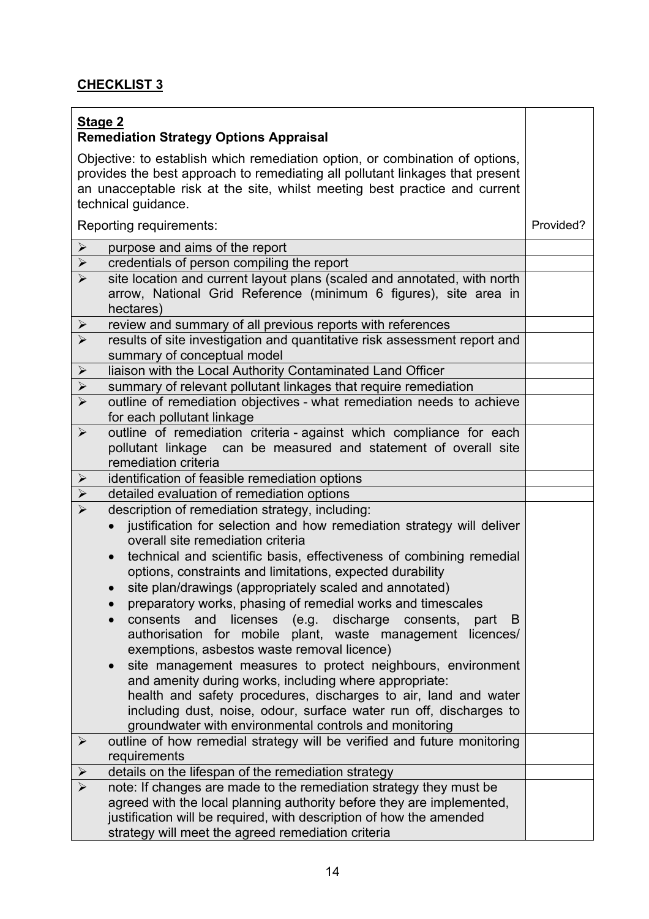## CHECKLIST 3

| **Stage 2**<br>**Remediation Strategy Options Appraisal**<br><br>Objective: to establish which remediation option, or combination of options, provides the best approach to remediating all pollutant linkages that present an unacceptable risk at the site, whilst meeting best practice and current technical guidance.<br><br>Reporting requirements: | Provided? |
|---|---|
| ➢ purpose and aims of the report | |
| ➢ credentials of person compiling the report | |
| ➢ site location and current layout plans (scaled and annotated, with north arrow, National Grid Reference (minimum 6 figures), site area in hectares) | |
| ➢ review and summary of all previous reports with references | |
| ➢ results of site investigation and quantitative risk assessment report and summary of conceptual model | |
| ➢ liaison with the Local Authority Contaminated Land Officer | |
| ➢ summary of relevant pollutant linkages that require remediation | |
| ➢ outline of remediation objectives - what remediation needs to achieve for each pollutant linkage | |
| ➢ outline of remediation criteria - against which compliance for each pollutant linkage can be measured and statement of overall site remediation criteria | |
| ➢ identification of feasible remediation options | |
| ➢ detailed evaluation of remediation options | |
| ➢ description of remediation strategy, including:<br>• justification for selection and how remediation strategy will deliver overall site remediation criteria<br>• technical and scientific basis, effectiveness of combining remedial options, constraints and limitations, expected durability<br>• site plan/drawings (appropriately scaled and annotated)<br>• preparatory works, phasing of remedial works and timescales<br>• consents and licenses (e.g. discharge consents, part B authorisation for mobile plant, waste management licences/ exemptions, asbestos waste removal licence)<br>• site management measures to protect neighbours, environment and amenity during works, including where appropriate: health and safety procedures, discharges to air, land and water including dust, noise, odour, surface water run off, discharges to groundwater with environmental controls and monitoring | |
| ➢ outline of how remedial strategy will be verified and future monitoring requirements | |
| ➢ details on the lifespan of the remediation strategy | |
| ➢ note: If changes are made to the remediation strategy they must be agreed with the local planning authority before they are implemented, justification will be required, with description of how the amended strategy will meet the agreed remediation criteria | |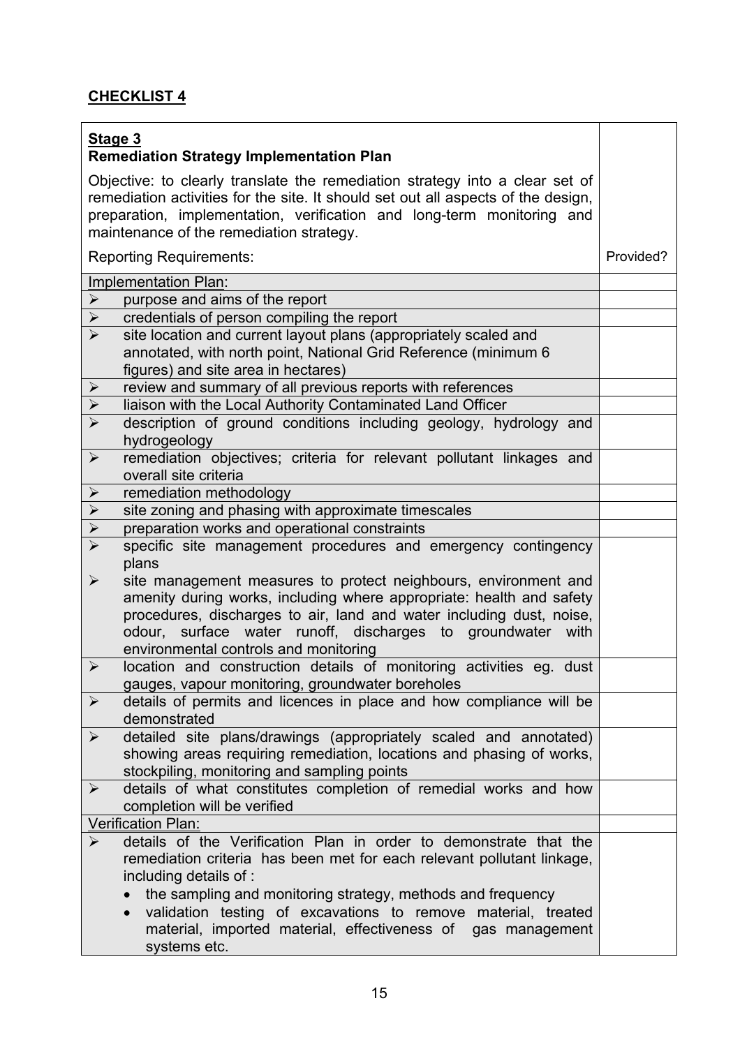## CHECKLIST 4

| **Stage 3**<br>**Remediation Strategy Implementation Plan**<br><br>Objective: to clearly translate the remediation strategy into a clear set of remediation activities for the site. It should set out all aspects of the design, preparation, implementation, verification and long-term monitoring and maintenance of the remediation strategy.<br><br>Reporting Requirements: | Provided? |
|---|---|
| Implementation Plan: | |
| ➢ purpose and aims of the report | |
| ➢ credentials of person compiling the report | |
| ➢ site location and current layout plans (appropriately scaled and annotated, with north point, National Grid Reference (minimum 6 figures) and site area in hectares) | |
| ➢ review and summary of all previous reports with references | |
| ➢ liaison with the Local Authority Contaminated Land Officer | |
| ➢ description of ground conditions including geology, hydrology and hydrogeology | |
| ➢ remediation objectives; criteria for relevant pollutant linkages and overall site criteria | |
| ➢ remediation methodology | |
| ➢ site zoning and phasing with approximate timescales | |
| ➢ preparation works and operational constraints | |
| ➢ specific site management procedures and emergency contingency plans<br>➢ site management measures to protect neighbours, environment and amenity during works, including where appropriate: health and safety procedures, discharges to air, land and water including dust, noise, odour, surface water runoff, discharges to groundwater with environmental controls and monitoring | |
| ➢ location and construction details of monitoring activities eg. dust gauges, vapour monitoring, groundwater boreholes | |
| ➢ details of permits and licences in place and how compliance will be demonstrated | |
| ➢ detailed site plans/drawings (appropriately scaled and annotated) showing areas requiring remediation, locations and phasing of works, stockpiling, monitoring and sampling points | |
| ➢ details of what constitutes completion of remedial works and how completion will be verified | |
| Verification Plan: | |
| ➢ details of the Verification Plan in order to demonstrate that the remediation criteria has been met for each relevant pollutant linkage, including details of :<br>• the sampling and monitoring strategy, methods and frequency<br>• validation testing of excavations to remove material, treated material, imported material, effectiveness of gas management systems etc. | |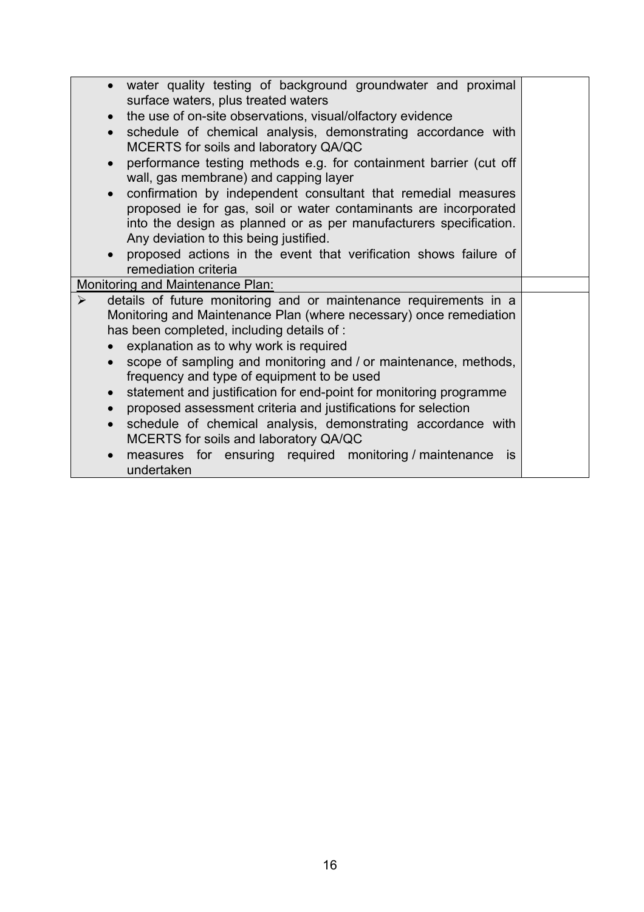| | |
|---|---|
| • water quality testing of background groundwater and proximal surface waters, plus treated waters<br>• the use of on-site observations, visual/olfactory evidence<br>• schedule of chemical analysis, demonstrating accordance with MCERTS for soils and laboratory QA/QC<br>• performance testing methods e.g. for containment barrier (cut off wall, gas membrane) and capping layer<br>• confirmation by independent consultant that remedial measures proposed ie for gas, soil or water contaminants are incorporated into the design as planned or as per manufacturers specification. Any deviation to this being justified.<br>• proposed actions in the event that verification shows failure of remediation criteria | |
| Monitoring and Maintenance Plan: | |
| ➢ details of future monitoring and or maintenance requirements in a Monitoring and Maintenance Plan (where necessary) once remediation has been completed, including details of :<br>• explanation as to why work is required<br>• scope of sampling and monitoring and / or maintenance, methods, frequency and type of equipment to be used<br>• statement and justification for end-point for monitoring programme<br>• proposed assessment criteria and justifications for selection<br>• schedule of chemical analysis, demonstrating accordance with MCERTS for soils and laboratory QA/QC<br>• measures for ensuring required monitoring / maintenance is undertaken | |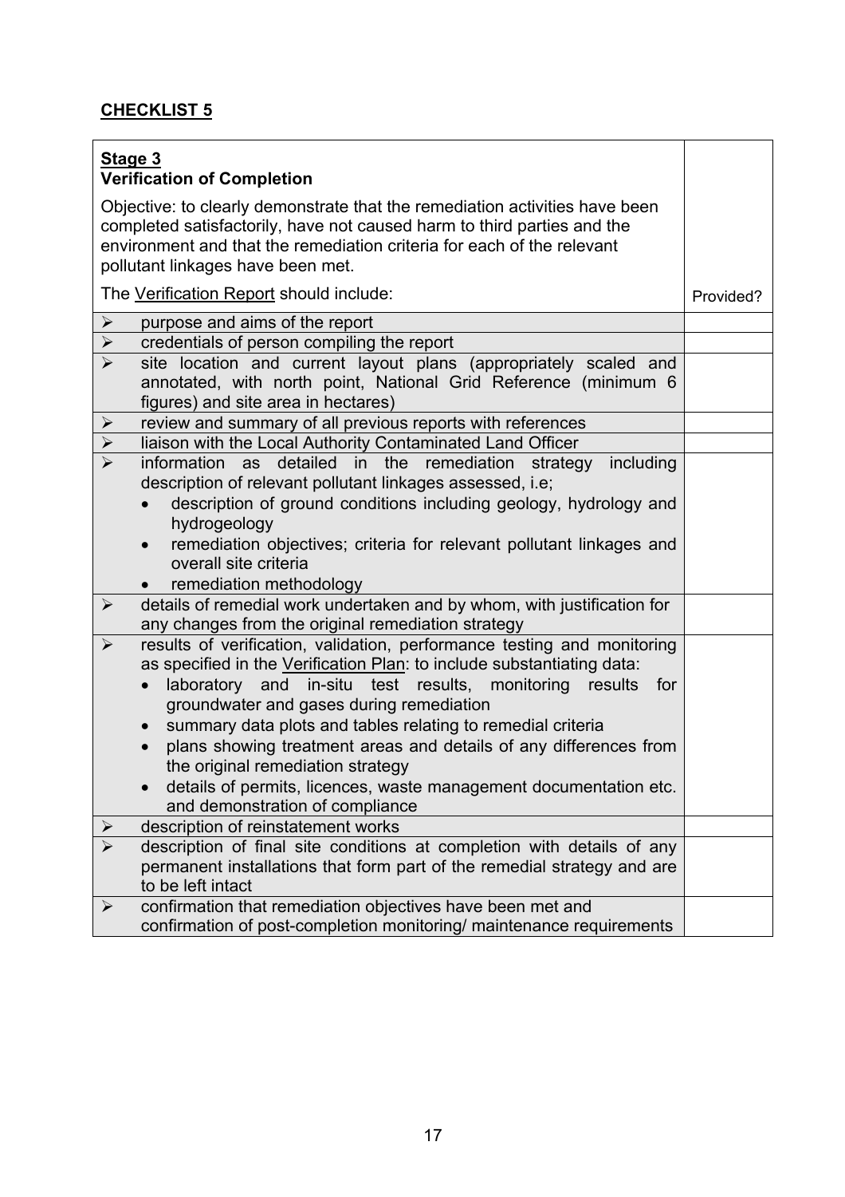## CHECKLIST 5

| **Stage 3**<br>**Verification of Completion**<br><br>Objective: to clearly demonstrate that the remediation activities have been completed satisfactorily, have not caused harm to third parties and the environment and that the remediation criteria for each of the relevant pollutant linkages have been met.<br><br>The Verification Report should include: | Provided? |
| --- | --- |
| ➢ purpose and aims of the report | |
| ➢ credentials of person compiling the report | |
| ➢ site location and current layout plans (appropriately scaled and annotated, with north point, National Grid Reference (minimum 6 figures) and site area in hectares) | |
| ➢ review and summary of all previous reports with references | |
| ➢ liaison with the Local Authority Contaminated Land Officer | |
| ➢ information as detailed in the remediation strategy including description of relevant pollutant linkages assessed, i.e;<br>• description of ground conditions including geology, hydrology and hydrogeology<br>• remediation objectives; criteria for relevant pollutant linkages and overall site criteria<br>• remediation methodology | |
| ➢ details of remedial work undertaken and by whom, with justification for any changes from the original remediation strategy | |
| ➢ results of verification, validation, performance testing and monitoring as specified in the Verification Plan: to include substantiating data:<br>• laboratory and in-situ test results, monitoring results for groundwater and gases during remediation<br>• summary data plots and tables relating to remedial criteria<br>• plans showing treatment areas and details of any differences from the original remediation strategy<br>• details of permits, licences, waste management documentation etc. and demonstration of compliance | |
| ➢ description of reinstatement works | |
| ➢ description of final site conditions at completion with details of any permanent installations that form part of the remedial strategy and are to be left intact | |
| ➢ confirmation that remediation objectives have been met and confirmation of post-completion monitoring/ maintenance requirements | |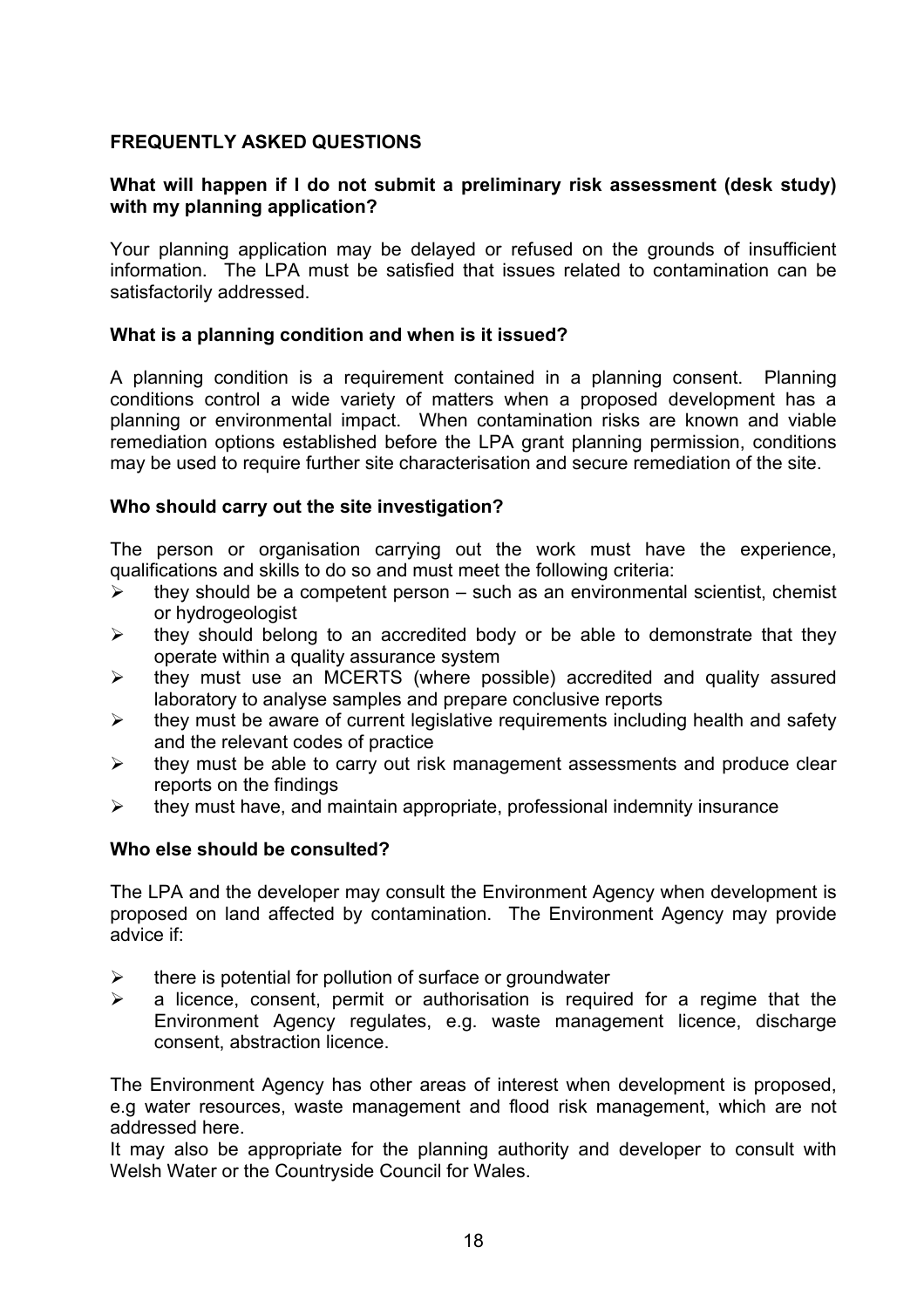## FREQUENTLY ASKED QUESTIONS

### What will happen if I do not submit a preliminary risk assessment (desk study) with my planning application?

Your planning application may be delayed or refused on the grounds of insufficient information. The LPA must be satisfied that issues related to contamination can be satisfactorily addressed.

### What is a planning condition and when is it issued?

A planning condition is a requirement contained in a planning consent. Planning conditions control a wide variety of matters when a proposed development has a planning or environmental impact. When contamination risks are known and viable remediation options established before the LPA grant planning permission, conditions may be used to require further site characterisation and secure remediation of the site.

### Who should carry out the site investigation?

The person or organisation carrying out the work must have the experience, qualifications and skills to do so and must meet the following criteria:

- they should be a competent person – such as an environmental scientist, chemist or hydrogeologist
- they should belong to an accredited body or be able to demonstrate that they operate within a quality assurance system
- they must use an MCERTS (where possible) accredited and quality assured laboratory to analyse samples and prepare conclusive reports
- they must be aware of current legislative requirements including health and safety and the relevant codes of practice
- they must be able to carry out risk management assessments and produce clear reports on the findings
- they must have, and maintain appropriate, professional indemnity insurance

### Who else should be consulted?

The LPA and the developer may consult the Environment Agency when development is proposed on land affected by contamination. The Environment Agency may provide advice if:

- there is potential for pollution of surface or groundwater
- a licence, consent, permit or authorisation is required for a regime that the Environment Agency regulates, e.g. waste management licence, discharge consent, abstraction licence.

The Environment Agency has other areas of interest when development is proposed, e.g water resources, waste management and flood risk management, which are not addressed here.

It may also be appropriate for the planning authority and developer to consult with Welsh Water or the Countryside Council for Wales.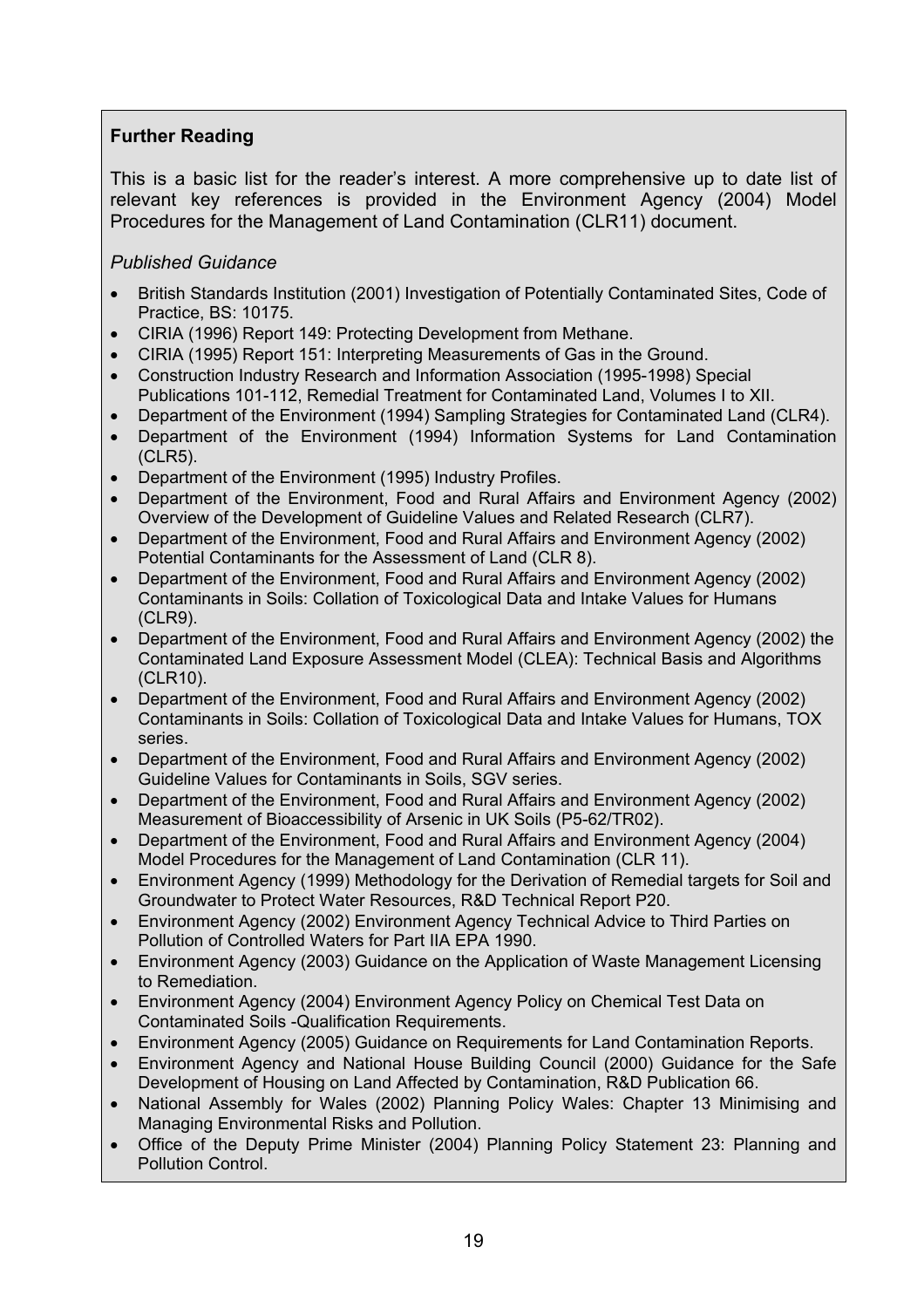**Further Reading**

This is a basic list for the reader's interest. A more comprehensive up to date list of relevant key references is provided in the Environment Agency (2004) Model Procedures for the Management of Land Contamination (CLR11) document.

*Published Guidance*

- British Standards Institution (2001) Investigation of Potentially Contaminated Sites, Code of Practice, BS: 10175.
- CIRIA (1996) Report 149: Protecting Development from Methane.
- CIRIA (1995) Report 151: Interpreting Measurements of Gas in the Ground.
- Construction Industry Research and Information Association (1995-1998) Special Publications 101-112, Remedial Treatment for Contaminated Land, Volumes I to XII.
- Department of the Environment (1994) Sampling Strategies for Contaminated Land (CLR4).
- Department of the Environment (1994) Information Systems for Land Contamination (CLR5).
- Department of the Environment (1995) Industry Profiles.
- Department of the Environment, Food and Rural Affairs and Environment Agency (2002) Overview of the Development of Guideline Values and Related Research (CLR7).
- Department of the Environment, Food and Rural Affairs and Environment Agency (2002) Potential Contaminants for the Assessment of Land (CLR 8).
- Department of the Environment, Food and Rural Affairs and Environment Agency (2002) Contaminants in Soils: Collation of Toxicological Data and Intake Values for Humans (CLR9).
- Department of the Environment, Food and Rural Affairs and Environment Agency (2002) the Contaminated Land Exposure Assessment Model (CLEA): Technical Basis and Algorithms (CLR10).
- Department of the Environment, Food and Rural Affairs and Environment Agency (2002) Contaminants in Soils: Collation of Toxicological Data and Intake Values for Humans, TOX series.
- Department of the Environment, Food and Rural Affairs and Environment Agency (2002) Guideline Values for Contaminants in Soils, SGV series.
- Department of the Environment, Food and Rural Affairs and Environment Agency (2002) Measurement of Bioaccessibility of Arsenic in UK Soils (P5-62/TR02).
- Department of the Environment, Food and Rural Affairs and Environment Agency (2004) Model Procedures for the Management of Land Contamination (CLR 11).
- Environment Agency (1999) Methodology for the Derivation of Remedial targets for Soil and Groundwater to Protect Water Resources, R&D Technical Report P20.
- Environment Agency (2002) Environment Agency Technical Advice to Third Parties on Pollution of Controlled Waters for Part IIA EPA 1990.
- Environment Agency (2003) Guidance on the Application of Waste Management Licensing to Remediation.
- Environment Agency (2004) Environment Agency Policy on Chemical Test Data on Contaminated Soils -Qualification Requirements.
- Environment Agency (2005) Guidance on Requirements for Land Contamination Reports.
- Environment Agency and National House Building Council (2000) Guidance for the Safe Development of Housing on Land Affected by Contamination, R&D Publication 66.
- National Assembly for Wales (2002) Planning Policy Wales: Chapter 13 Minimising and Managing Environmental Risks and Pollution.
- Office of the Deputy Prime Minister (2004) Planning Policy Statement 23: Planning and Pollution Control.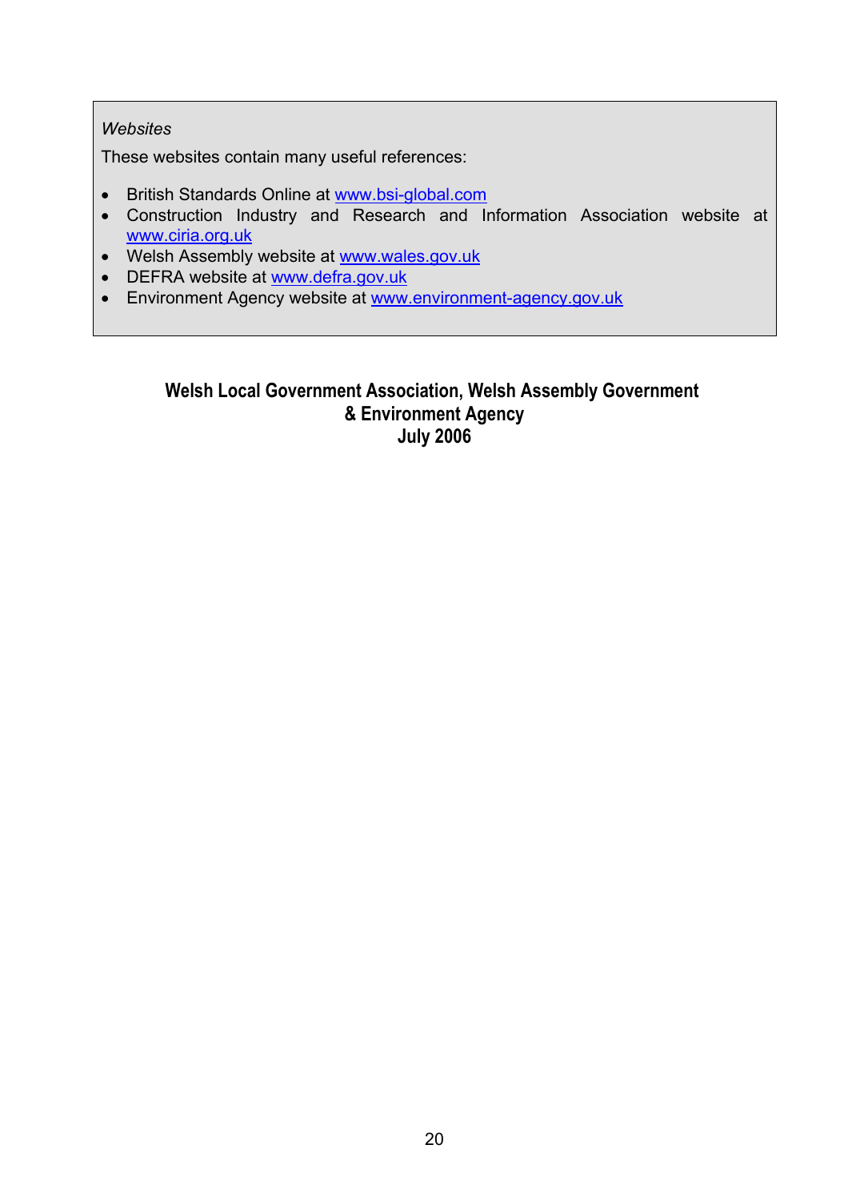*Websites*

These websites contain many useful references:

- British Standards Online at www.bsi-global.com
- Construction Industry and Research and Information Association website at www.ciria.org.uk
- Welsh Assembly website at www.wales.gov.uk
- DEFRA website at www.defra.gov.uk
- Environment Agency website at www.environment-agency.gov.uk

**Welsh Local Government Association, Welsh Assembly Government & Environment Agency**
**July 2006**